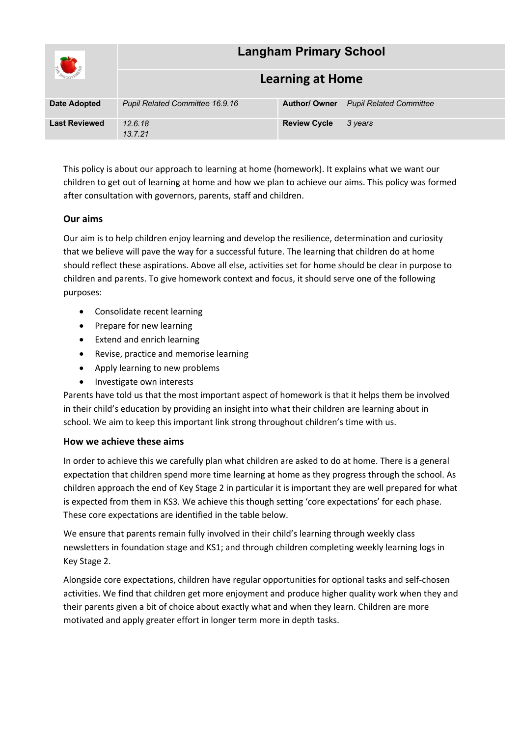| | Langham Primary School | | |
|---|---|---|---|
| | **Learning at Home** | | |
| **Date Adopted** | *Pupil Related Committee 16.9.16* | **Author/ Owner** | *Pupil Related Committee* |
| **Last Reviewed** | *12.6.18*<br>*13.7.21* | **Review Cycle** | *3 years* |

This policy is about our approach to learning at home (homework). It explains what we want our children to get out of learning at home and how we plan to achieve our aims. This policy was formed after consultation with governors, parents, staff and children.

### Our aims

Our aim is to help children enjoy learning and develop the resilience, determination and curiosity that we believe will pave the way for a successful future. The learning that children do at home should reflect these aspirations. Above all else, activities set for home should be clear in purpose to children and parents. To give homework context and focus, it should serve one of the following purposes:

- Consolidate recent learning
- Prepare for new learning
- Extend and enrich learning
- Revise, practice and memorise learning
- Apply learning to new problems
- Investigate own interests

Parents have told us that the most important aspect of homework is that it helps them be involved in their child's education by providing an insight into what their children are learning about in school. We aim to keep this important link strong throughout children's time with us.

### How we achieve these aims

In order to achieve this we carefully plan what children are asked to do at home. There is a general expectation that children spend more time learning at home as they progress through the school. As children approach the end of Key Stage 2 in particular it is important they are well prepared for what is expected from them in KS3. We achieve this though setting 'core expectations' for each phase. These core expectations are identified in the table below.

We ensure that parents remain fully involved in their child's learning through weekly class newsletters in foundation stage and KS1; and through children completing weekly learning logs in Key Stage 2.

Alongside core expectations, children have regular opportunities for optional tasks and self-chosen activities. We find that children get more enjoyment and produce higher quality work when they and their parents given a bit of choice about exactly what and when they learn. Children are more motivated and apply greater effort in longer term more in depth tasks.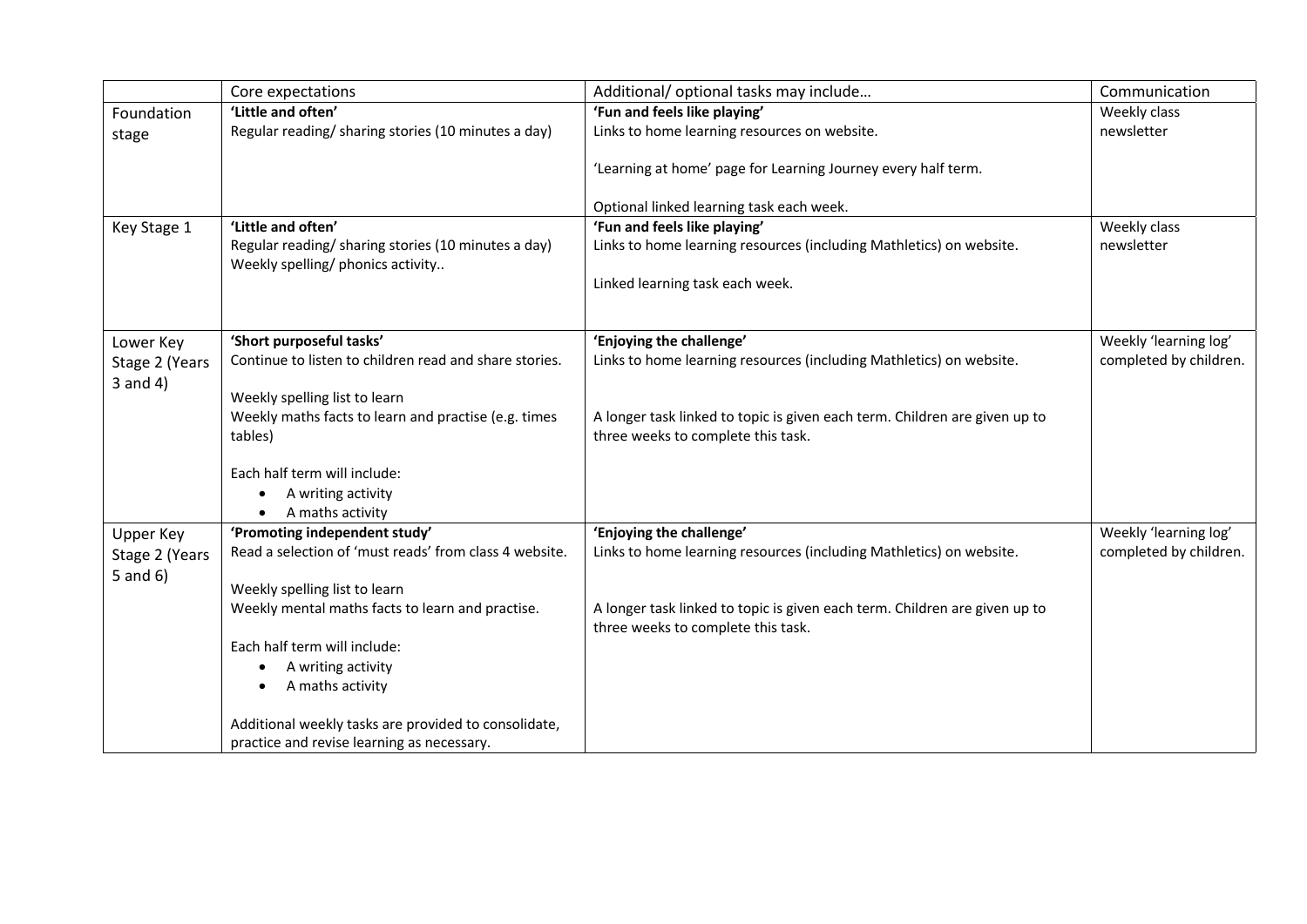| | Core expectations | Additional/ optional tasks may include… | Communication |
|---|---|---|---|
| Foundation stage | **'Little and often'**<br>Regular reading/ sharing stories (10 minutes a day) | **'Fun and feels like playing'**<br>Links to home learning resources on website.<br><br>'Learning at home' page for Learning Journey every half term.<br><br>Optional linked learning task each week. | Weekly class newsletter |
| Key Stage 1 | **'Little and often'**<br>Regular reading/ sharing stories (10 minutes a day)<br>Weekly spelling/ phonics activity.. | **'Fun and feels like playing'**<br>Links to home learning resources (including Mathletics) on website.<br><br>Linked learning task each week. | Weekly class newsletter |
| Lower Key Stage 2 (Years 3 and 4) | **'Short purposeful tasks'**<br>Continue to listen to children read and share stories.<br><br>Weekly spelling list to learn<br>Weekly maths facts to learn and practise (e.g. times tables)<br><br>Each half term will include:<br>• A writing activity<br>• A maths activity | **'Enjoying the challenge'**<br>Links to home learning resources (including Mathletics) on website.<br><br>A longer task linked to topic is given each term. Children are given up to three weeks to complete this task. | Weekly 'learning log' completed by children. |
| Upper Key Stage 2 (Years 5 and 6) | **'Promoting independent study'**<br>Read a selection of 'must reads' from class 4 website.<br><br>Weekly spelling list to learn<br>Weekly mental maths facts to learn and practise.<br><br>Each half term will include:<br>• A writing activity<br>• A maths activity<br><br>Additional weekly tasks are provided to consolidate, practice and revise learning as necessary. | **'Enjoying the challenge'**<br>Links to home learning resources (including Mathletics) on website.<br><br>A longer task linked to topic is given each term. Children are given up to three weeks to complete this task. | Weekly 'learning log' completed by children. |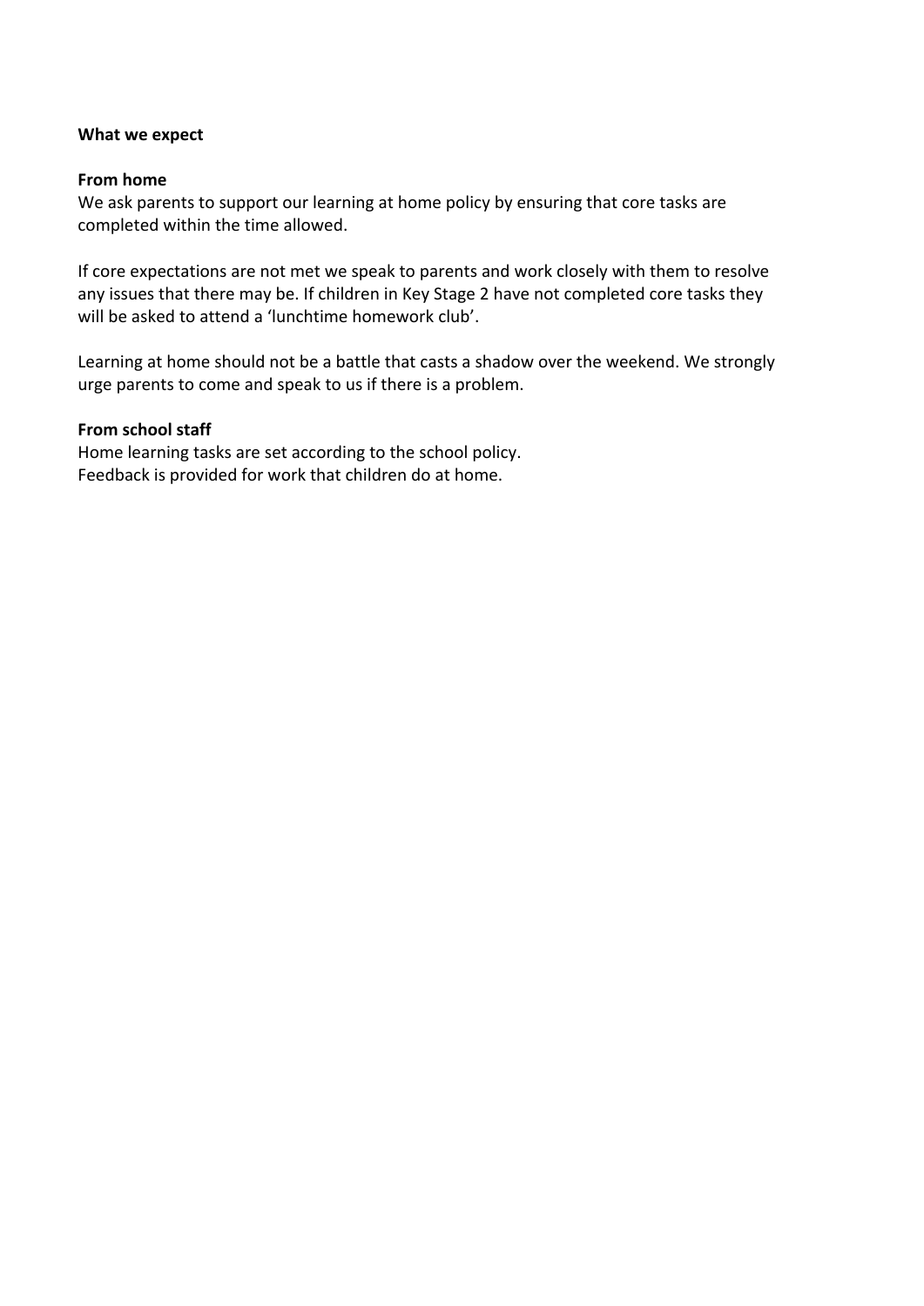**What we expect**

**From home**

We ask parents to support our learning at home policy by ensuring that core tasks are completed within the time allowed.

If core expectations are not met we speak to parents and work closely with them to resolve any issues that there may be. If children in Key Stage 2 have not completed core tasks they will be asked to attend a 'lunchtime homework club'.

Learning at home should not be a battle that casts a shadow over the weekend. We strongly urge parents to come and speak to us if there is a problem.

**From school staff**

Home learning tasks are set according to the school policy.
Feedback is provided for work that children do at home.